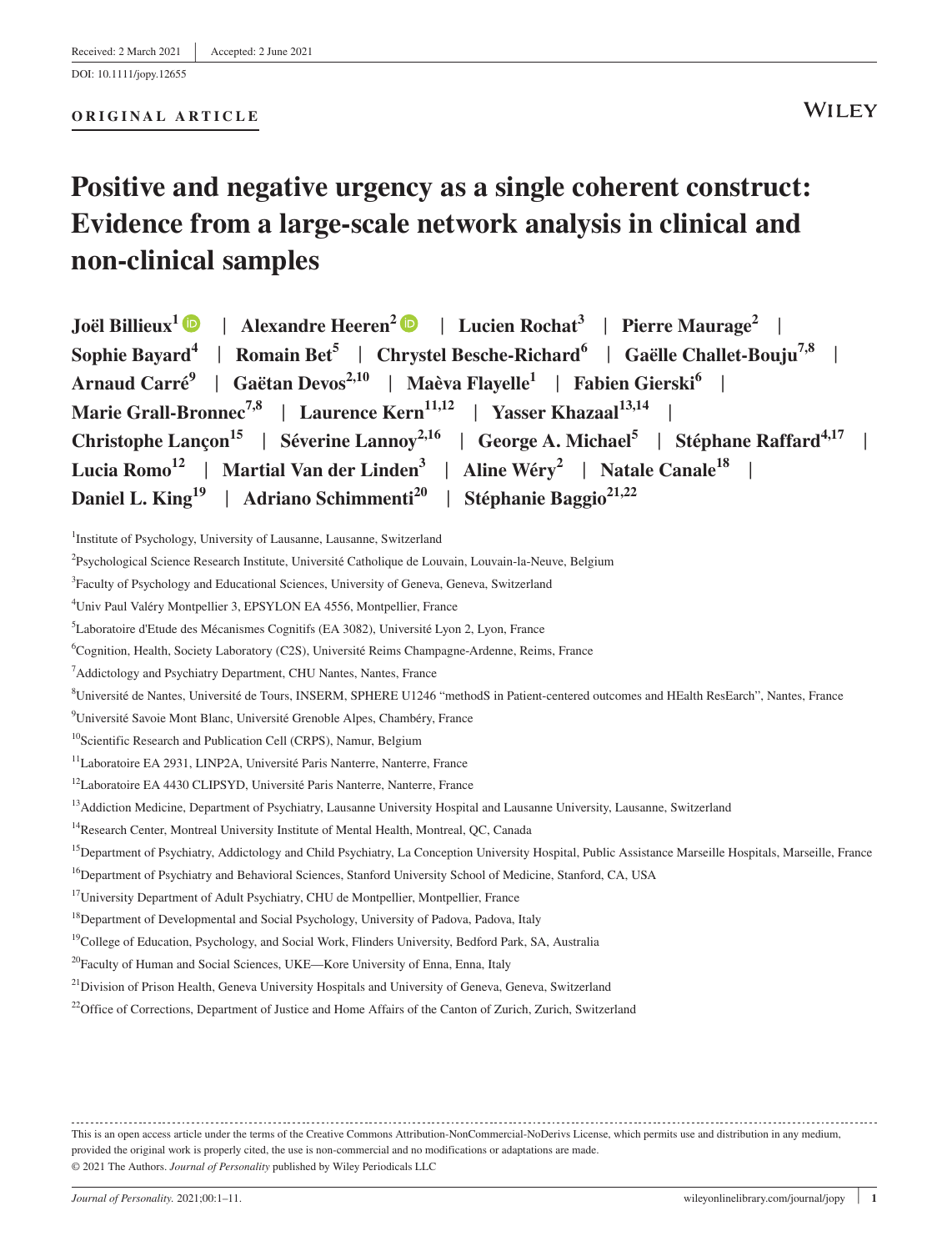Received: 2 March 2021 | Accepted: 2 June 2021

DOI: 10.1111/jopy.12655

**ORIGINAL ARTICLE**

# Positive and negative urgency as a single coherent construct: Evidence from a large-scale network analysis in clinical and non-clinical samples

**Joël Billieux[1] | Alexandre Heeren[2] | Lucien Rochat[3] | Pierre Maurage[2] | Sophie Bayard[4] | Romain Bet[5] | Chrystel Besche-Richard[6] | Gaëlle Challet-Bouju[7,8] | Arnaud Carré[9] | Gaëtan Devos[2,10] | Maèva Flayelle[1] | Fabien Gierski[6] | Marie Grall-Bronnec[7,8] | Laurence Kern[11,12] | Yasser Khazaal[13,14] | Christophe Lançon[15] | Séverine Lannoy[2,16] | George A. Michael[5] | Stéphane Raffard[4,17] | Lucia Romo[12] | Martial Van der Linden[3] | Aline Wéry[2] | Natale Canale[18] | Daniel L. King[19] | Adriano Schimmenti[20] | Stéphanie Baggio[21,22]**

[1]Institute of Psychology, University of Lausanne, Lausanne, Switzerland

[2]Psychological Science Research Institute, Université Catholique de Louvain, Louvain-la-Neuve, Belgium

[3]Faculty of Psychology and Educational Sciences, University of Geneva, Geneva, Switzerland

[4]Univ Paul Valéry Montpellier 3, EPSYLON EA 4556, Montpellier, France

[5]Laboratoire d'Etude des Mécanismes Cognitifs (EA 3082), Université Lyon 2, Lyon, France

[6]Cognition, Health, Society Laboratory (C2S), Université Reims Champagne-Ardenne, Reims, France

[7]Addictology and Psychiatry Department, CHU Nantes, Nantes, France

[8]Université de Nantes, Université de Tours, INSERM, SPHERE U1246 "methodS in Patient-centered outcomes and HEalth ResEarch", Nantes, France

[9]Université Savoie Mont Blanc, Université Grenoble Alpes, Chambéry, France

[10]Scientific Research and Publication Cell (CRPS), Namur, Belgium

[11]Laboratoire EA 2931, LINP2A, Université Paris Nanterre, Nanterre, France

[12]Laboratoire EA 4430 CLIPSYD, Université Paris Nanterre, Nanterre, France

[13]Addiction Medicine, Department of Psychiatry, Lausanne University Hospital and Lausanne University, Lausanne, Switzerland

[14]Research Center, Montreal University Institute of Mental Health, Montreal, QC, Canada

[15]Department of Psychiatry, Addictology and Child Psychiatry, La Conception University Hospital, Public Assistance Marseille Hospitals, Marseille, France

[16]Department of Psychiatry and Behavioral Sciences, Stanford University School of Medicine, Stanford, CA, USA

[17]University Department of Adult Psychiatry, CHU de Montpellier, Montpellier, France

[18]Department of Developmental and Social Psychology, University of Padova, Padova, Italy

[19]College of Education, Psychology, and Social Work, Flinders University, Bedford Park, SA, Australia

[20]Faculty of Human and Social Sciences, UKE—Kore University of Enna, Enna, Italy

[21]Division of Prison Health, Geneva University Hospitals and University of Geneva, Geneva, Switzerland

[22]Office of Corrections, Department of Justice and Home Affairs of the Canton of Zurich, Zurich, Switzerland

---

This is an open access article under the terms of the Creative Commons Attribution-NonCommercial-NoDerivs License, which permits use and distribution in any medium, provided the original work is properly cited, the use is non-commercial and no modifications or adaptations are made.

© 2021 The Authors. *Journal of Personality* published by Wiley Periodicals LLC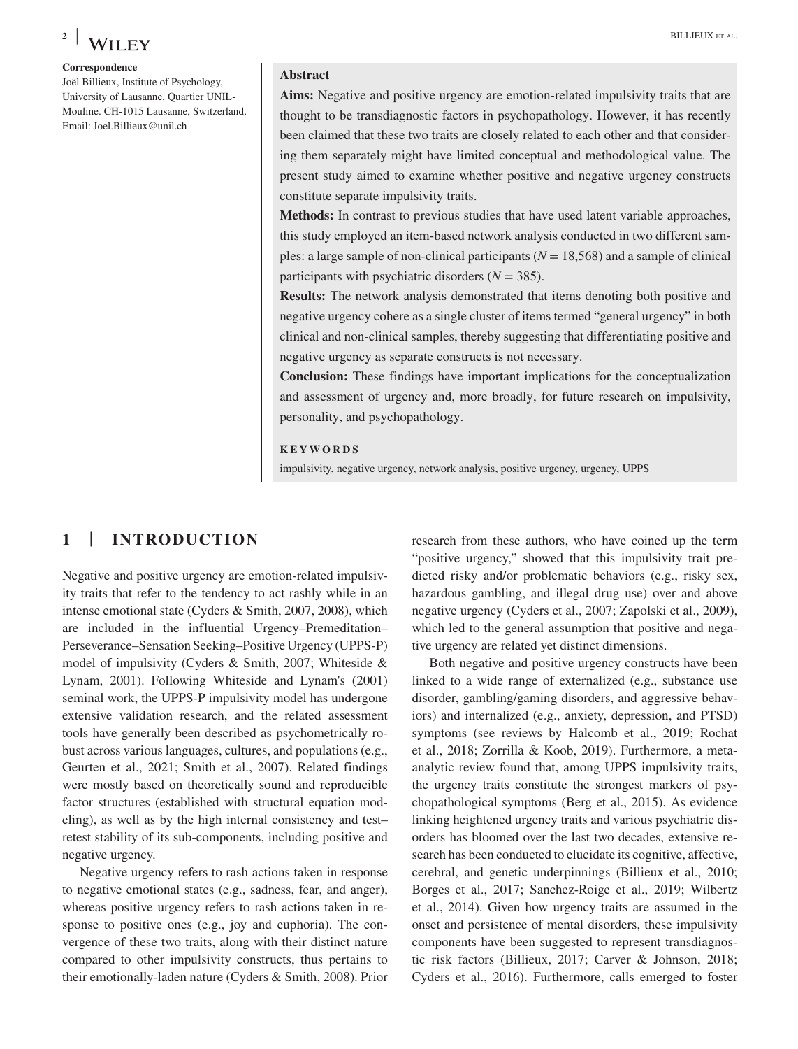**Correspondence**

Joël Billieux, Institute of Psychology, University of Lausanne, Quartier UNIL-Mouline. CH-1015 Lausanne, Switzerland.
Email: Joel.Billieux@unil.ch

**Abstract**

**Aims:** Negative and positive urgency are emotion-related impulsivity traits that are thought to be transdiagnostic factors in psychopathology. However, it has recently been claimed that these two traits are closely related to each other and that considering them separately might have limited conceptual and methodological value. The present study aimed to examine whether positive and negative urgency constructs constitute separate impulsivity traits.

**Methods:** In contrast to previous studies that have used latent variable approaches, this study employed an item-based network analysis conducted in two different samples: a large sample of non-clinical participants ($N = 18{,}568$) and a sample of clinical participants with psychiatric disorders ($N = 385$).

**Results:** The network analysis demonstrated that items denoting both positive and negative urgency cohere as a single cluster of items termed "general urgency" in both clinical and non-clinical samples, thereby suggesting that differentiating positive and negative urgency as separate constructs is not necessary.

**Conclusion:** These findings have important implications for the conceptualization and assessment of urgency and, more broadly, for future research on impulsivity, personality, and psychopathology.

**KEYWORDS**

impulsivity, negative urgency, network analysis, positive urgency, urgency, UPPS

## 1 | INTRODUCTION

Negative and positive urgency are emotion-related impulsivity traits that refer to the tendency to act rashly while in an intense emotional state (Cyders & Smith, 2007, 2008), which are included in the influential Urgency–Premeditation–Perseverance–Sensation Seeking–Positive Urgency (UPPS-P) model of impulsivity (Cyders & Smith, 2007; Whiteside & Lynam, 2001). Following Whiteside and Lynam's (2001) seminal work, the UPPS-P impulsivity model has undergone extensive validation research, and the related assessment tools have generally been described as psychometrically robust across various languages, cultures, and populations (e.g., Geurten et al., 2021; Smith et al., 2007). Related findings were mostly based on theoretically sound and reproducible factor structures (established with structural equation modeling), as well as by the high internal consistency and test–retest stability of its sub-components, including positive and negative urgency.

Negative urgency refers to rash actions taken in response to negative emotional states (e.g., sadness, fear, and anger), whereas positive urgency refers to rash actions taken in response to positive ones (e.g., joy and euphoria). The convergence of these two traits, along with their distinct nature compared to other impulsivity constructs, thus pertains to their emotionally-laden nature (Cyders & Smith, 2008). Prior research from these authors, who have coined up the term "positive urgency," showed that this impulsivity trait predicted risky and/or problematic behaviors (e.g., risky sex, hazardous gambling, and illegal drug use) over and above negative urgency (Cyders et al., 2007; Zapolski et al., 2009), which led to the general assumption that positive and negative urgency are related yet distinct dimensions.

Both negative and positive urgency constructs have been linked to a wide range of externalized (e.g., substance use disorder, gambling/gaming disorders, and aggressive behaviors) and internalized (e.g., anxiety, depression, and PTSD) symptoms (see reviews by Halcomb et al., 2019; Rochat et al., 2018; Zorrilla & Koob, 2019). Furthermore, a meta-analytic review found that, among UPPS impulsivity traits, the urgency traits constitute the strongest markers of psychopathological symptoms (Berg et al., 2015). As evidence linking heightened urgency traits and various psychiatric disorders has bloomed over the last two decades, extensive research has been conducted to elucidate its cognitive, affective, cerebral, and genetic underpinnings (Billieux et al., 2010; Borges et al., 2017; Sanchez-Roige et al., 2019; Wilbertz et al., 2014). Given how urgency traits are assumed in the onset and persistence of mental disorders, these impulsivity components have been suggested to represent transdiagnostic risk factors (Billieux, 2017; Carver & Johnson, 2018; Cyders et al., 2016). Furthermore, calls emerged to foster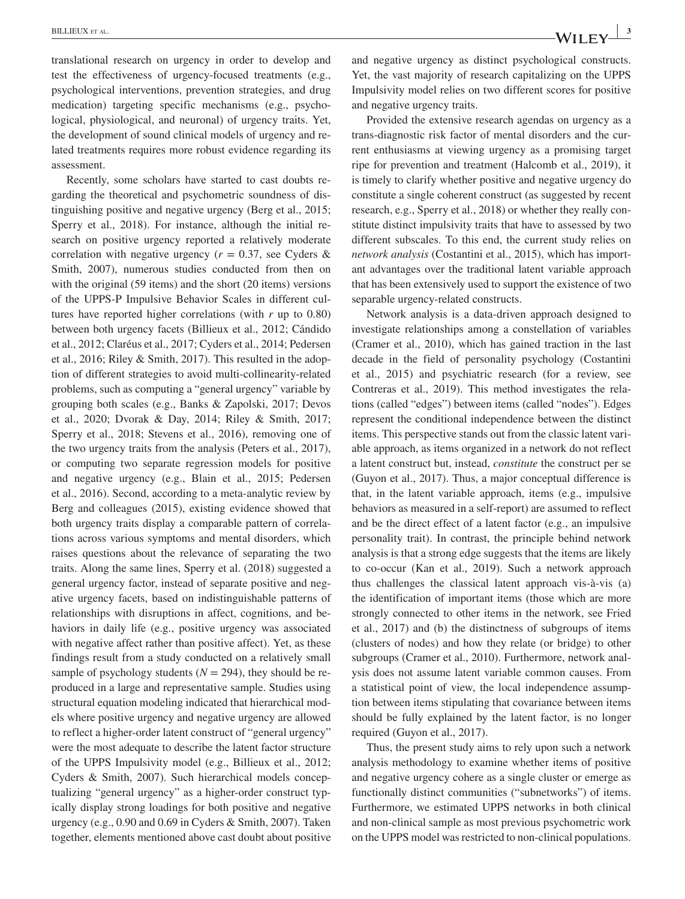translational research on urgency in order to develop and test the effectiveness of urgency-focused treatments (e.g., psychological interventions, prevention strategies, and drug medication) targeting specific mechanisms (e.g., psychological, physiological, and neuronal) of urgency traits. Yet, the development of sound clinical models of urgency and related treatments requires more robust evidence regarding its assessment.

Recently, some scholars have started to cast doubts regarding the theoretical and psychometric soundness of distinguishing positive and negative urgency (Berg et al., 2015; Sperry et al., 2018). For instance, although the initial research on positive urgency reported a relatively moderate correlation with negative urgency ($r = 0.37$, see Cyders & Smith, 2007), numerous studies conducted from then on with the original (59 items) and the short (20 items) versions of the UPPS-P Impulsive Behavior Scales in different cultures have reported higher correlations (with $r$ up to 0.80) between both urgency facets (Billieux et al., 2012; Cándido et al., 2012; Claréus et al., 2017; Cyders et al., 2014; Pedersen et al., 2016; Riley & Smith, 2017). This resulted in the adoption of different strategies to avoid multi-collinearity-related problems, such as computing a "general urgency" variable by grouping both scales (e.g., Banks & Zapolski, 2017; Devos et al., 2020; Dvorak & Day, 2014; Riley & Smith, 2017; Sperry et al., 2018; Stevens et al., 2016), removing one of the two urgency traits from the analysis (Peters et al., 2017), or computing two separate regression models for positive and negative urgency (e.g., Blain et al., 2015; Pedersen et al., 2016). Second, according to a meta-analytic review by Berg and colleagues (2015), existing evidence showed that both urgency traits display a comparable pattern of correlations across various symptoms and mental disorders, which raises questions about the relevance of separating the two traits. Along the same lines, Sperry et al. (2018) suggested a general urgency factor, instead of separate positive and negative urgency facets, based on indistinguishable patterns of relationships with disruptions in affect, cognitions, and behaviors in daily life (e.g., positive urgency was associated with negative affect rather than positive affect). Yet, as these findings result from a study conducted on a relatively small sample of psychology students ($N = 294$), they should be reproduced in a large and representative sample. Studies using structural equation modeling indicated that hierarchical models where positive urgency and negative urgency are allowed to reflect a higher-order latent construct of "general urgency" were the most adequate to describe the latent factor structure of the UPPS Impulsivity model (e.g., Billieux et al., 2012; Cyders & Smith, 2007). Such hierarchical models conceptualizing "general urgency" as a higher-order construct typically display strong loadings for both positive and negative urgency (e.g., 0.90 and 0.69 in Cyders & Smith, 2007). Taken together, elements mentioned above cast doubt about positive and negative urgency as distinct psychological constructs. Yet, the vast majority of research capitalizing on the UPPS Impulsivity model relies on two different scores for positive and negative urgency traits.

Provided the extensive research agendas on urgency as a trans-diagnostic risk factor of mental disorders and the current enthusiasms at viewing urgency as a promising target ripe for prevention and treatment (Halcomb et al., 2019), it is timely to clarify whether positive and negative urgency do constitute a single coherent construct (as suggested by recent research, e.g., Sperry et al., 2018) or whether they really constitute distinct impulsivity traits that have to assessed by two different subscales. To this end, the current study relies on *network analysis* (Costantini et al., 2015), which has important advantages over the traditional latent variable approach that has been extensively used to support the existence of two separable urgency-related constructs.

Network analysis is a data-driven approach designed to investigate relationships among a constellation of variables (Cramer et al., 2010), which has gained traction in the last decade in the field of personality psychology (Costantini et al., 2015) and psychiatric research (for a review, see Contreras et al., 2019). This method investigates the relations (called "edges") between items (called "nodes"). Edges represent the conditional independence between the distinct items. This perspective stands out from the classic latent variable approach, as items organized in a network do not reflect a latent construct but, instead, *constitute* the construct per se (Guyon et al., 2017). Thus, a major conceptual difference is that, in the latent variable approach, items (e.g., impulsive behaviors as measured in a self-report) are assumed to reflect and be the direct effect of a latent factor (e.g., an impulsive personality trait). In contrast, the principle behind network analysis is that a strong edge suggests that the items are likely to co-occur (Kan et al., 2019). Such a network approach thus challenges the classical latent approach vis-à-vis (a) the identification of important items (those which are more strongly connected to other items in the network, see Fried et al., 2017) and (b) the distinctness of subgroups of items (clusters of nodes) and how they relate (or bridge) to other subgroups (Cramer et al., 2010). Furthermore, network analysis does not assume latent variable common causes. From a statistical point of view, the local independence assumption between items stipulating that covariance between items should be fully explained by the latent factor, is no longer required (Guyon et al., 2017).

Thus, the present study aims to rely upon such a network analysis methodology to examine whether items of positive and negative urgency cohere as a single cluster or emerge as functionally distinct communities ("subnetworks") of items. Furthermore, we estimated UPPS networks in both clinical and non-clinical sample as most previous psychometric work on the UPPS model was restricted to non-clinical populations.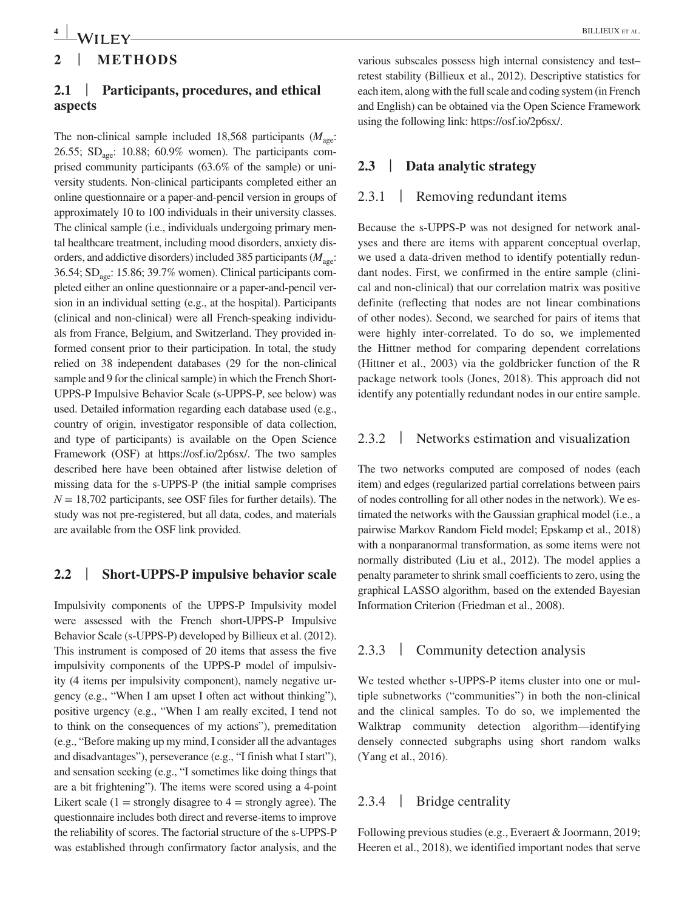## 2 | METHODS

### 2.1 | Participants, procedures, and ethical aspects

The non-clinical sample included 18,568 participants ($M_{age}$: 26.55; $SD_{age}$: 10.88; 60.9% women). The participants comprised community participants (63.6% of the sample) or university students. Non-clinical participants completed either an online questionnaire or a paper-and-pencil version in groups of approximately 10 to 100 individuals in their university classes. The clinical sample (i.e., individuals undergoing primary mental healthcare treatment, including mood disorders, anxiety disorders, and addictive disorders) included 385 participants ($M_{age}$: 36.54; $SD_{age}$: 15.86; 39.7% women). Clinical participants completed either an online questionnaire or a paper-and-pencil version in an individual setting (e.g., at the hospital). Participants (clinical and non-clinical) were all French-speaking individuals from France, Belgium, and Switzerland. They provided informed consent prior to their participation. In total, the study relied on 38 independent databases (29 for the non-clinical sample and 9 for the clinical sample) in which the French Short-UPPS-P Impulsive Behavior Scale (s-UPPS-P, see below) was used. Detailed information regarding each database used (e.g., country of origin, investigator responsible of data collection, and type of participants) is available on the Open Science Framework (OSF) at https://osf.io/2p6sx/. The two samples described here have been obtained after listwise deletion of missing data for the s-UPPS-P (the initial sample comprises $N = 18{,}702$ participants, see OSF files for further details). The study was not pre-registered, but all data, codes, and materials are available from the OSF link provided.

### 2.2 | Short-UPPS-P impulsive behavior scale

Impulsivity components of the UPPS-P Impulsivity model were assessed with the French short-UPPS-P Impulsive Behavior Scale (s-UPPS-P) developed by Billieux et al. (2012). This instrument is composed of 20 items that assess the five impulsivity components of the UPPS-P model of impulsivity (4 items per impulsivity component), namely negative urgency (e.g., "When I am upset I often act without thinking"), positive urgency (e.g., "When I am really excited, I tend not to think on the consequences of my actions"), premeditation (e.g., "Before making up my mind, I consider all the advantages and disadvantages"), perseverance (e.g., "I finish what I start"), and sensation seeking (e.g., "I sometimes like doing things that are a bit frightening"). The items were scored using a 4-point Likert scale (1 = strongly disagree to 4 = strongly agree). The questionnaire includes both direct and reverse-items to improve the reliability of scores. The factorial structure of the s-UPPS-P was established through confirmatory factor analysis, and the various subscales possess high internal consistency and test–retest stability (Billieux et al., 2012). Descriptive statistics for each item, along with the full scale and coding system (in French and English) can be obtained via the Open Science Framework using the following link: https://osf.io/2p6sx/.

### 2.3 | Data analytic strategy

#### 2.3.1 | Removing redundant items

Because the s-UPPS-P was not designed for network analyses and there are items with apparent conceptual overlap, we used a data-driven method to identify potentially redundant nodes. First, we confirmed in the entire sample (clinical and non-clinical) that our correlation matrix was positive definite (reflecting that nodes are not linear combinations of other nodes). Second, we searched for pairs of items that were highly inter-correlated. To do so, we implemented the Hittner method for comparing dependent correlations (Hittner et al., 2003) via the goldbricker function of the R package network tools (Jones, 2018). This approach did not identify any potentially redundant nodes in our entire sample.

#### 2.3.2 | Networks estimation and visualization

The two networks computed are composed of nodes (each item) and edges (regularized partial correlations between pairs of nodes controlling for all other nodes in the network). We estimated the networks with the Gaussian graphical model (i.e., a pairwise Markov Random Field model; Epskamp et al., 2018) with a nonparanormal transformation, as some items were not normally distributed (Liu et al., 2012). The model applies a penalty parameter to shrink small coefficients to zero, using the graphical LASSO algorithm, based on the extended Bayesian Information Criterion (Friedman et al., 2008).

#### 2.3.3 | Community detection analysis

We tested whether s-UPPS-P items cluster into one or multiple subnetworks ("communities") in both the non-clinical and the clinical samples. To do so, we implemented the Walktrap community detection algorithm—identifying densely connected subgraphs using short random walks (Yang et al., 2016).

#### 2.3.4 | Bridge centrality

Following previous studies (e.g., Everaert & Joormann, 2019; Heeren et al., 2018), we identified important nodes that serve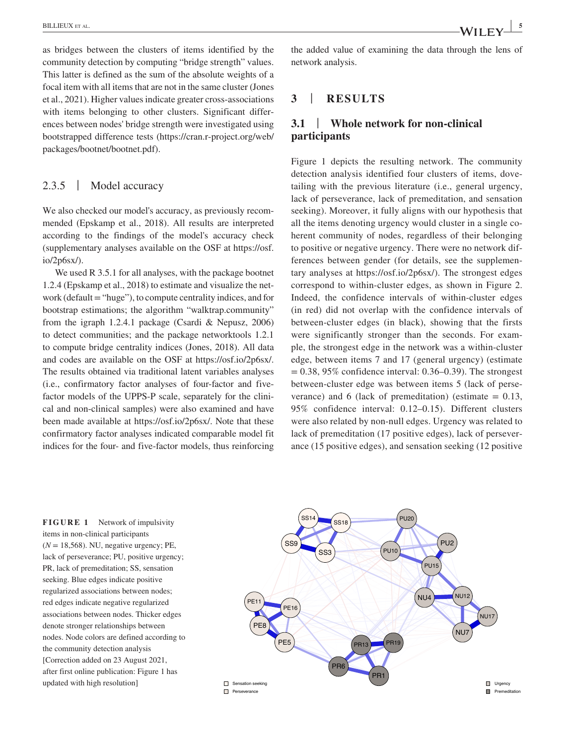as bridges between the clusters of items identified by the community detection by computing "bridge strength" values. This latter is defined as the sum of the absolute weights of a focal item with all items that are not in the same cluster (Jones et al., 2021). Higher values indicate greater cross-associations with items belonging to other clusters. Significant differences between nodes' bridge strength were investigated using bootstrapped difference tests (https://cran.r-project.org/web/packages/bootnet/bootnet.pdf).

### 2.3.5 | Model accuracy

We also checked our model's accuracy, as previously recommended (Epskamp et al., 2018). All results are interpreted according to the findings of the model's accuracy check (supplementary analyses available on the OSF at https://osf.io/2p6sx/).

We used R 3.5.1 for all analyses, with the package bootnet 1.2.4 (Epskamp et al., 2018) to estimate and visualize the network (default = "huge"), to compute centrality indices, and for bootstrap estimations; the algorithm "walktrap.community" from the igraph 1.2.4.1 package (Csardi & Nepusz, 2006) to detect communities; and the package networktools 1.2.1 to compute bridge centrality indices (Jones, 2018). All data and codes are available on the OSF at https://osf.io/2p6sx/. The results obtained via traditional latent variables analyses (i.e., confirmatory factor analyses of four-factor and five-factor models of the UPPS-P scale, separately for the clinical and non-clinical samples) were also examined and have been made available at https://osf.io/2p6sx/. Note that these confirmatory factor analyses indicated comparable model fit indices for the four- and five-factor models, thus reinforcing the added value of examining the data through the lens of network analysis.

## 3 | RESULTS

### 3.1 | Whole network for non-clinical participants

Figure 1 depicts the resulting network. The community detection analysis identified four clusters of items, dovetailing with the previous literature (i.e., general urgency, lack of perseverance, lack of premeditation, and sensation seeking). Moreover, it fully aligns with our hypothesis that all the items denoting urgency would cluster in a single coherent community of nodes, regardless of their belonging to positive or negative urgency. There were no network differences between gender (for details, see the supplementary analyses at https://osf.io/2p6sx/). The strongest edges correspond to within-cluster edges, as shown in Figure 2. Indeed, the confidence intervals of within-cluster edges (in red) did not overlap with the confidence intervals of between-cluster edges (in black), showing that the firsts were significantly stronger than the seconds. For example, the strongest edge in the network was a within-cluster edge, between items 7 and 17 (general urgency) (estimate = 0.38, 95% confidence interval: 0.36–0.39). The strongest between-cluster edge was between items 5 (lack of perseverance) and 6 (lack of premeditation) (estimate = 0.13, 95% confidence interval: 0.12–0.15). Different clusters were also related by non-null edges. Urgency was related to lack of premeditation (17 positive edges), lack of perseverance (15 positive edges), and sensation seeking (12 positive

**FIGURE 1** Network of impulsivity items in non-clinical participants ($N$ = 18,568). NU, negative urgency; PE, lack of perseverance; PU, positive urgency; PR, lack of premeditation; SS, sensation seeking. Blue edges indicate positive regularized associations between nodes; red edges indicate negative regularized associations between nodes. Thicker edges denote stronger relationships between nodes. Node colors are defined according to the community detection analysis [Correction added on 23 August 2021, after first online publication: Figure 1 has updated with high resolution]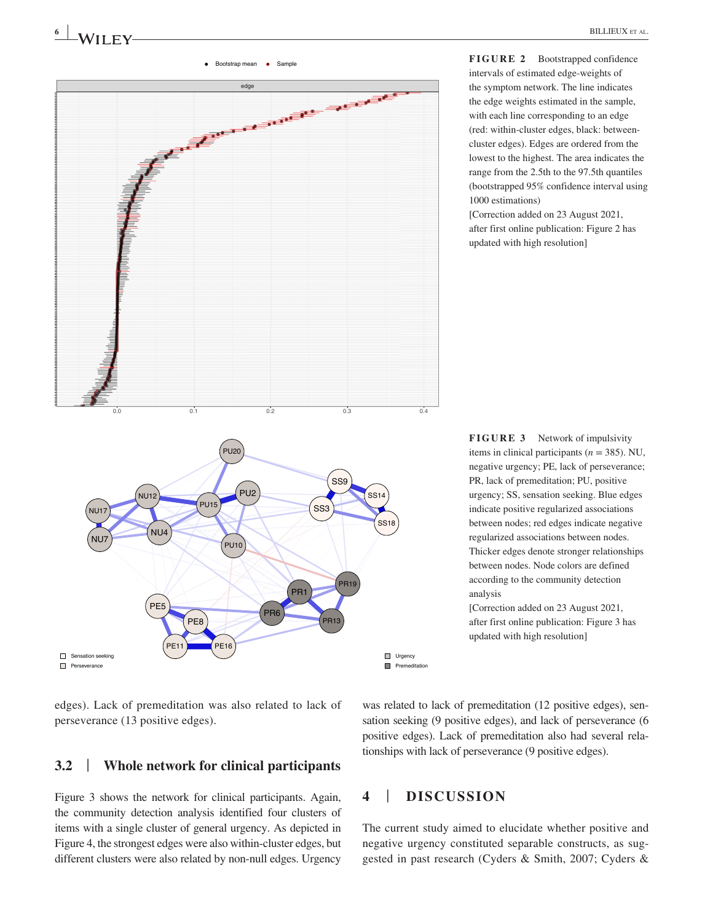**FIGURE 2** Bootstrapped confidence intervals of estimated edge-weights of the symptom network. The line indicates the edge weights estimated in the sample, with each line corresponding to an edge (red: within-cluster edges, black: between-cluster edges). Edges are ordered from the lowest to the highest. The area indicates the range from the 2.5th to the 97.5th quantiles (bootstrapped 95% confidence interval using 1000 estimations)
[Correction added on 23 August 2021, after first online publication: Figure 2 has updated with high resolution]

**FIGURE 3** Network of impulsivity items in clinical participants ($n$ = 385). NU, negative urgency; PE, lack of perseverance; PR, lack of premeditation; PU, positive urgency; SS, sensation seeking. Blue edges indicate positive regularized associations between nodes; red edges indicate negative regularized associations between nodes. Thicker edges denote stronger relationships between nodes. Node colors are defined according to the community detection analysis
[Correction added on 23 August 2021, after first online publication: Figure 3 has updated with high resolution]

edges). Lack of premeditation was also related to lack of perseverance (13 positive edges).

## 3.2 | Whole network for clinical participants

Figure 3 shows the network for clinical participants. Again, the community detection analysis identified four clusters of items with a single cluster of general urgency. As depicted in Figure 4, the strongest edges were also within-cluster edges, but different clusters were also related by non-null edges. Urgency was related to lack of premeditation (12 positive edges), sensation seeking (9 positive edges), and lack of perseverance (6 positive edges). Lack of premeditation also had several relationships with lack of perseverance (9 positive edges).

# 4 | DISCUSSION

The current study aimed to elucidate whether positive and negative urgency constituted separable constructs, as suggested in past research (Cyders & Smith, 2007; Cyders &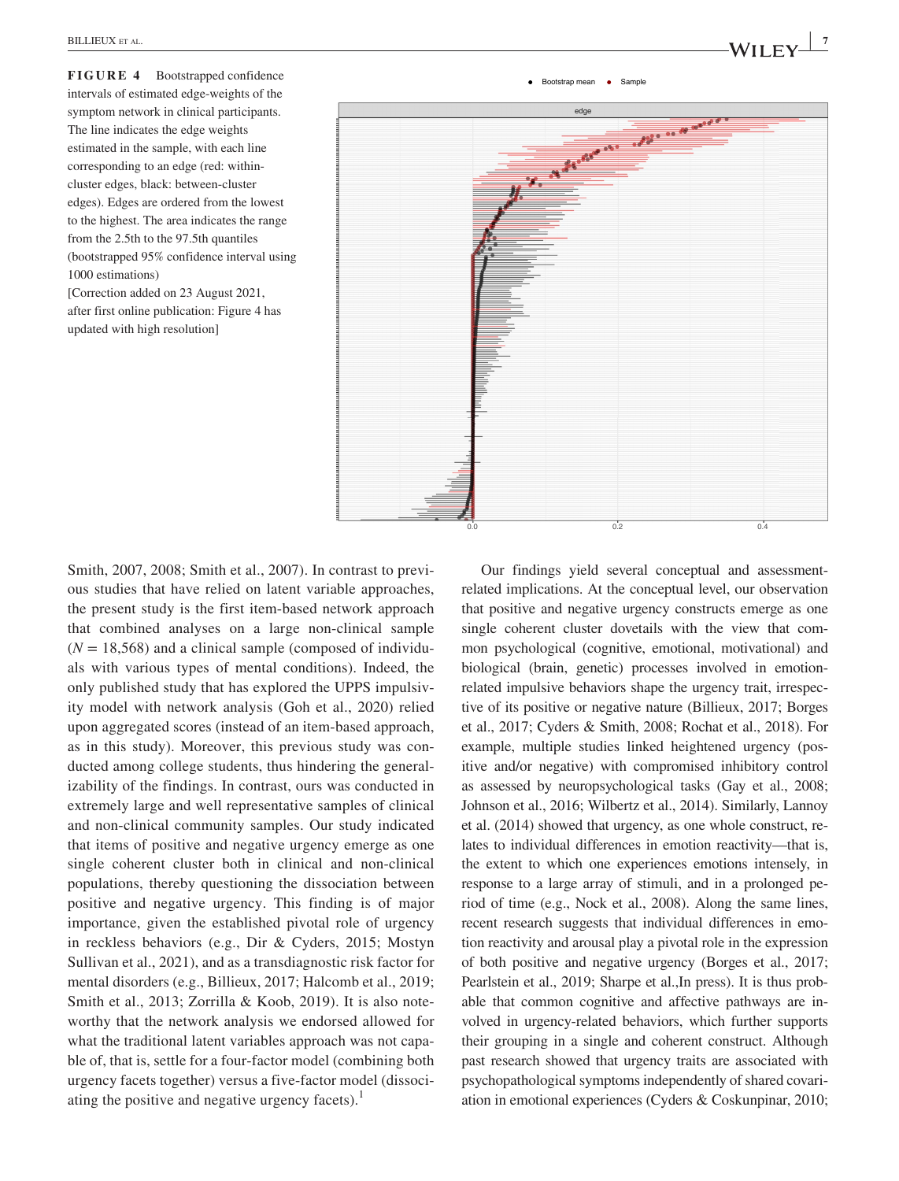**FIGURE 4** Bootstrapped confidence intervals of estimated edge-weights of the symptom network in clinical participants. The line indicates the edge weights estimated in the sample, with each line corresponding to an edge (red: within-cluster edges, black: between-cluster edges). Edges are ordered from the lowest to the highest. The area indicates the range from the 2.5th to the 97.5th quantiles (bootstrapped 95% confidence interval using 1000 estimations)
[Correction added on 23 August 2021, after first online publication: Figure 4 has updated with high resolution]

Smith, 2007, 2008; Smith et al., 2007). In contrast to previous studies that have relied on latent variable approaches, the present study is the first item-based network approach that combined analyses on a large non-clinical sample ($N = 18{,}568$) and a clinical sample (composed of individuals with various types of mental conditions). Indeed, the only published study that has explored the UPPS impulsivity model with network analysis (Goh et al., 2020) relied upon aggregated scores (instead of an item-based approach, as in this study). Moreover, this previous study was conducted among college students, thus hindering the generalizability of the findings. In contrast, ours was conducted in extremely large and well representative samples of clinical and non-clinical community samples. Our study indicated that items of positive and negative urgency emerge as one single coherent cluster both in clinical and non-clinical populations, thereby questioning the dissociation between positive and negative urgency. This finding is of major importance, given the established pivotal role of urgency in reckless behaviors (e.g., Dir & Cyders, 2015; Mostyn Sullivan et al., 2021), and as a transdiagnostic risk factor for mental disorders (e.g., Billieux, 2017; Halcomb et al., 2019; Smith et al., 2013; Zorrilla & Koob, 2019). It is also noteworthy that the network analysis we endorsed allowed for what the traditional latent variables approach was not capable of, that is, settle for a four-factor model (combining both urgency facets together) versus a five-factor model (dissociating the positive and negative urgency facets).[1]

Our findings yield several conceptual and assessment-related implications. At the conceptual level, our observation that positive and negative urgency constructs emerge as one single coherent cluster dovetails with the view that common psychological (cognitive, emotional, motivational) and biological (brain, genetic) processes involved in emotion-related impulsive behaviors shape the urgency trait, irrespective of its positive or negative nature (Billieux, 2017; Borges et al., 2017; Cyders & Smith, 2008; Rochat et al., 2018). For example, multiple studies linked heightened urgency (positive and/or negative) with compromised inhibitory control as assessed by neuropsychological tasks (Gay et al., 2008; Johnson et al., 2016; Wilbertz et al., 2014). Similarly, Lannoy et al. (2014) showed that urgency, as one whole construct, relates to individual differences in emotion reactivity—that is, the extent to which one experiences emotions intensely, in response to a large array of stimuli, and in a prolonged period of time (e.g., Nock et al., 2008). Along the same lines, recent research suggests that individual differences in emotion reactivity and arousal play a pivotal role in the expression of both positive and negative urgency (Borges et al., 2017; Pearlstein et al., 2019; Sharpe et al.,In press). It is thus probable that common cognitive and affective pathways are involved in urgency-related behaviors, which further supports their grouping in a single and coherent construct. Although past research showed that urgency traits are associated with psychopathological symptoms independently of shared covariation in emotional experiences (Cyders & Coskunpinar, 2010;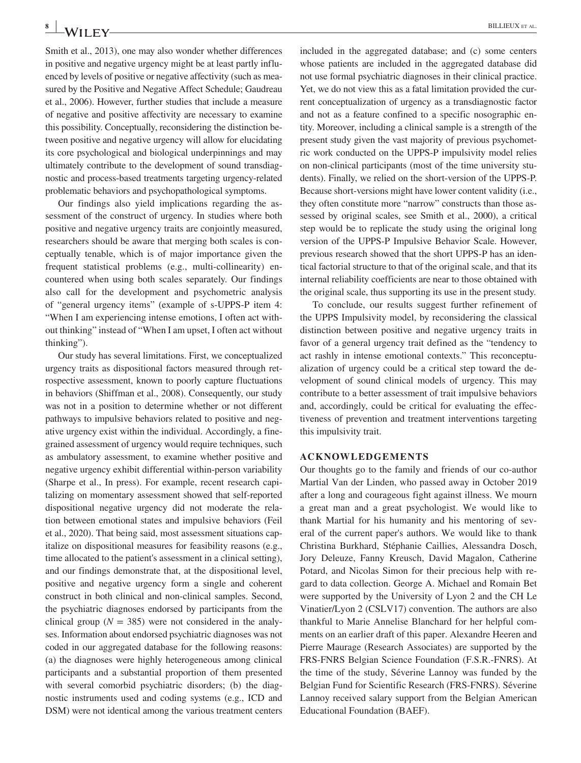Smith et al., 2013), one may also wonder whether differences in positive and negative urgency might be at least partly influenced by levels of positive or negative affectivity (such as measured by the Positive and Negative Affect Schedule; Gaudreau et al., 2006). However, further studies that include a measure of negative and positive affectivity are necessary to examine this possibility. Conceptually, reconsidering the distinction between positive and negative urgency will allow for elucidating its core psychological and biological underpinnings and may ultimately contribute to the development of sound transdiagnostic and process-based treatments targeting urgency-related problematic behaviors and psychopathological symptoms.

Our findings also yield implications regarding the assessment of the construct of urgency. In studies where both positive and negative urgency traits are conjointly measured, researchers should be aware that merging both scales is conceptually tenable, which is of major importance given the frequent statistical problems (e.g., multi-collinearity) encountered when using both scales separately. Our findings also call for the development and psychometric analysis of "general urgency items" (example of s-UPPS-P item 4: "When I am experiencing intense emotions, I often act without thinking" instead of "When I am upset, I often act without thinking").

Our study has several limitations. First, we conceptualized urgency traits as dispositional factors measured through retrospective assessment, known to poorly capture fluctuations in behaviors (Shiffman et al., 2008). Consequently, our study was not in a position to determine whether or not different pathways to impulsive behaviors related to positive and negative urgency exist within the individual. Accordingly, a fine-grained assessment of urgency would require techniques, such as ambulatory assessment, to examine whether positive and negative urgency exhibit differential within-person variability (Sharpe et al., In press). For example, recent research capitalizing on momentary assessment showed that self-reported dispositional negative urgency did not moderate the relation between emotional states and impulsive behaviors (Feil et al., 2020). That being said, most assessment situations capitalize on dispositional measures for feasibility reasons (e.g., time allocated to the patient's assessment in a clinical setting), and our findings demonstrate that, at the dispositional level, positive and negative urgency form a single and coherent construct in both clinical and non-clinical samples. Second, the psychiatric diagnoses endorsed by participants from the clinical group ($N = 385$) were not considered in the analyses. Information about endorsed psychiatric diagnoses was not coded in our aggregated database for the following reasons: (a) the diagnoses were highly heterogeneous among clinical participants and a substantial proportion of them presented with several comorbid psychiatric disorders; (b) the diagnostic instruments used and coding systems (e.g., ICD and DSM) were not identical among the various treatment centers included in the aggregated database; and (c) some centers whose patients are included in the aggregated database did not use formal psychiatric diagnoses in their clinical practice. Yet, we do not view this as a fatal limitation provided the current conceptualization of urgency as a transdiagnostic factor and not as a feature confined to a specific nosographic entity. Moreover, including a clinical sample is a strength of the present study given the vast majority of previous psychometric work conducted on the UPPS-P impulsivity model relies on non-clinical participants (most of the time university students). Finally, we relied on the short-version of the UPPS-P. Because short-versions might have lower content validity (i.e., they often constitute more "narrow" constructs than those assessed by original scales, see Smith et al., 2000), a critical step would be to replicate the study using the original long version of the UPPS-P Impulsive Behavior Scale. However, previous research showed that the short UPPS-P has an identical factorial structure to that of the original scale, and that its internal reliability coefficients are near to those obtained with the original scale, thus supporting its use in the present study.

To conclude, our results suggest further refinement of the UPPS Impulsivity model, by reconsidering the classical distinction between positive and negative urgency traits in favor of a general urgency trait defined as the "tendency to act rashly in intense emotional contexts." This reconceptualization of urgency could be a critical step toward the development of sound clinical models of urgency. This may contribute to a better assessment of trait impulsive behaviors and, accordingly, could be critical for evaluating the effectiveness of prevention and treatment interventions targeting this impulsivity trait.

## ACKNOWLEDGEMENTS

Our thoughts go to the family and friends of our co-author Martial Van der Linden, who passed away in October 2019 after a long and courageous fight against illness. We mourn a great man and a great psychologist. We would like to thank Martial for his humanity and his mentoring of several of the current paper's authors. We would like to thank Christina Burkhard, Stéphanie Caillies, Alessandra Dosch, Jory Deleuze, Fanny Kreusch, David Magalon, Catherine Potard, and Nicolas Simon for their precious help with regard to data collection. George A. Michael and Romain Bet were supported by the University of Lyon 2 and the CH Le Vinatier/Lyon 2 (CSLV17) convention. The authors are also thankful to Marie Annelise Blanchard for her helpful comments on an earlier draft of this paper. Alexandre Heeren and Pierre Maurage (Research Associates) are supported by the FRS-FNRS Belgian Science Foundation (F.S.R.-FNRS). At the time of the study, Séverine Lannoy was funded by the Belgian Fund for Scientific Research (FRS-FNRS). Séverine Lannoy received salary support from the Belgian American Educational Foundation (BAEF).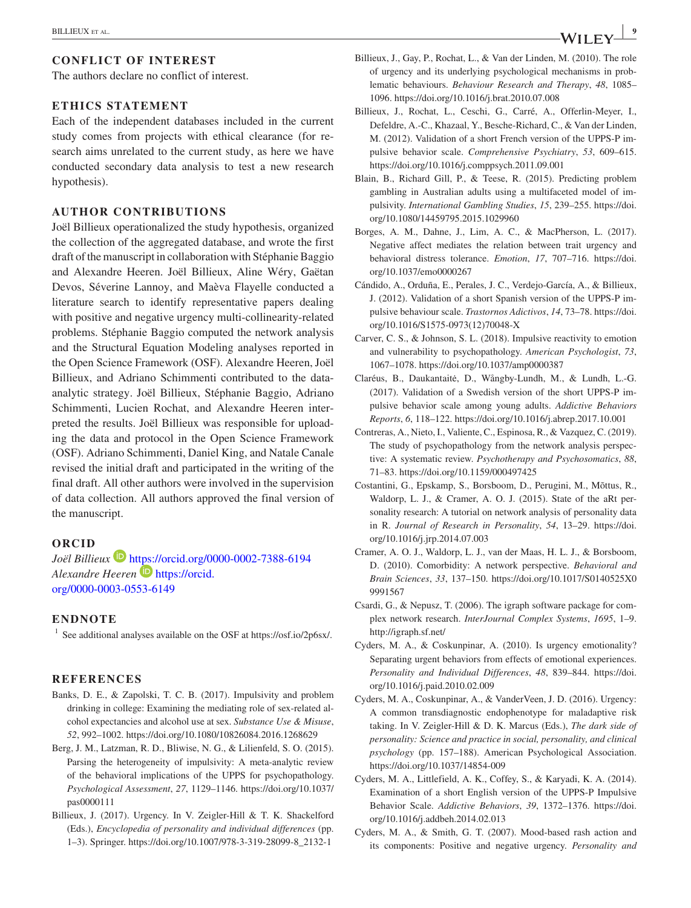## CONFLICT OF INTEREST

The authors declare no conflict of interest.

## ETHICS STATEMENT

Each of the independent databases included in the current study comes from projects with ethical clearance (for research aims unrelated to the current study, as here we have conducted secondary data analysis to test a new research hypothesis).

## AUTHOR CONTRIBUTIONS

Joël Billieux operationalized the study hypothesis, organized the collection of the aggregated database, and wrote the first draft of the manuscript in collaboration with Stéphanie Baggio and Alexandre Heeren. Joël Billieux, Aline Wéry, Gaëtan Devos, Séverine Lannoy, and Maèva Flayelle conducted a literature search to identify representative papers dealing with positive and negative urgency multi-collinearity-related problems. Stéphanie Baggio computed the network analysis and the Structural Equation Modeling analyses reported in the Open Science Framework (OSF). Alexandre Heeren, Joël Billieux, and Adriano Schimmenti contributed to the data-analytic strategy. Joël Billieux, Stéphanie Baggio, Adriano Schimmenti, Lucien Rochat, and Alexandre Heeren interpreted the results. Joël Billieux was responsible for uploading the data and protocol in the Open Science Framework (OSF). Adriano Schimmenti, Daniel King, and Natale Canale revised the initial draft and participated in the writing of the final draft. All other authors were involved in the supervision of data collection. All authors approved the final version of the manuscript.

## ORCID

*Joël Billieux* https://orcid.org/0000-0002-7388-6194
*Alexandre Heeren* https://orcid.org/0000-0003-0553-6149

## ENDNOTE

[1] See additional analyses available on the OSF at https://osf.io/2p6sx/.

## REFERENCES

Banks, D. E., & Zapolski, T. C. B. (2017). Impulsivity and problem drinking in college: Examining the mediating role of sex-related alcohol expectancies and alcohol use at sex. *Substance Use & Misuse*, *52*, 992–1002. https://doi.org/10.1080/10826084.2016.1268629

Berg, J. M., Latzman, R. D., Bliwise, N. G., & Lilienfeld, S. O. (2015). Parsing the heterogeneity of impulsivity: A meta-analytic review of the behavioral implications of the UPPS for psychopathology. *Psychological Assessment*, *27*, 1129–1146. https://doi.org/10.1037/pas0000111

Billieux, J. (2017). Urgency. In V. Zeigler-Hill & T. K. Shackelford (Eds.), *Encyclopedia of personality and individual differences* (pp. 1–3). Springer. https://doi.org/10.1007/978-3-319-28099-8_2132-1

Billieux, J., Gay, P., Rochat, L., & Van der Linden, M. (2010). The role of urgency and its underlying psychological mechanisms in problematic behaviours. *Behaviour Research and Therapy*, *48*, 1085–1096. https://doi.org/10.1016/j.brat.2010.07.008

Billieux, J., Rochat, L., Ceschi, G., Carré, A., Offerlin-Meyer, I., Defeldre, A.-C., Khazaal, Y., Besche-Richard, C., & Van der Linden, M. (2012). Validation of a short French version of the UPPS-P impulsive behavior scale. *Comprehensive Psychiatry*, *53*, 609–615. https://doi.org/10.1016/j.comppsych.2011.09.001

Blain, B., Richard Gill, P., & Teese, R. (2015). Predicting problem gambling in Australian adults using a multifaceted model of impulsivity. *International Gambling Studies*, *15*, 239–255. https://doi.org/10.1080/14459795.2015.1029960

Borges, A. M., Dahne, J., Lim, A. C., & MacPherson, L. (2017). Negative affect mediates the relation between trait urgency and behavioral distress tolerance. *Emotion*, *17*, 707–716. https://doi.org/10.1037/emo0000267

Cándido, A., Orduña, E., Perales, J. C., Verdejo-García, A., & Billieux, J. (2012). Validation of a short Spanish version of the UPPS-P impulsive behaviour scale. *Trastornos Adictivos*, *14*, 73–78. https://doi.org/10.1016/S1575-0973(12)70048-X

Carver, C. S., & Johnson, S. L. (2018). Impulsive reactivity to emotion and vulnerability to psychopathology. *American Psychologist*, *73*, 1067–1078. https://doi.org/10.1037/amp0000387

Claréus, B., Daukantaitė, D., Wångby-Lundh, M., & Lundh, L.-G. (2017). Validation of a Swedish version of the short UPPS-P impulsive behavior scale among young adults. *Addictive Behaviors Reports*, *6*, 118–122. https://doi.org/10.1016/j.abrep.2017.10.001

Contreras, A., Nieto, I., Valiente, C., Espinosa, R., & Vazquez, C. (2019). The study of psychopathology from the network analysis perspective: A systematic review. *Psychotherapy and Psychosomatics*, *88*, 71–83. https://doi.org/10.1159/000497425

Costantini, G., Epskamp, S., Borsboom, D., Perugini, M., Mõttus, R., Waldorp, L. J., & Cramer, A. O. J. (2015). State of the aRt personality research: A tutorial on network analysis of personality data in R. *Journal of Research in Personality*, *54*, 13–29. https://doi.org/10.1016/j.jrp.2014.07.003

Cramer, A. O. J., Waldorp, L. J., van der Maas, H. L. J., & Borsboom, D. (2010). Comorbidity: A network perspective. *Behavioral and Brain Sciences*, *33*, 137–150. https://doi.org/10.1017/S0140525X09991567

Csardi, G., & Nepusz, T. (2006). The igraph software package for complex network research. *InterJournal Complex Systems*, *1695*, 1–9. http://igraph.sf.net/

Cyders, M. A., & Coskunpinar, A. (2010). Is urgency emotionality? Separating urgent behaviors from effects of emotional experiences. *Personality and Individual Differences*, *48*, 839–844. https://doi.org/10.1016/j.paid.2010.02.009

Cyders, M. A., Coskunpinar, A., & VanderVeen, J. D. (2016). Urgency: A common transdiagnostic endophenotype for maladaptive risk taking. In V. Zeigler-Hill & D. K. Marcus (Eds.), *The dark side of personality: Science and practice in social, personality, and clinical psychology* (pp. 157–188). American Psychological Association. https://doi.org/10.1037/14854-009

Cyders, M. A., Littlefield, A. K., Coffey, S., & Karyadi, K. A. (2014). Examination of a short English version of the UPPS-P Impulsive Behavior Scale. *Addictive Behaviors*, *39*, 1372–1376. https://doi.org/10.1016/j.addbeh.2014.02.013

Cyders, M. A., & Smith, G. T. (2007). Mood-based rash action and its components: Positive and negative urgency. *Personality and*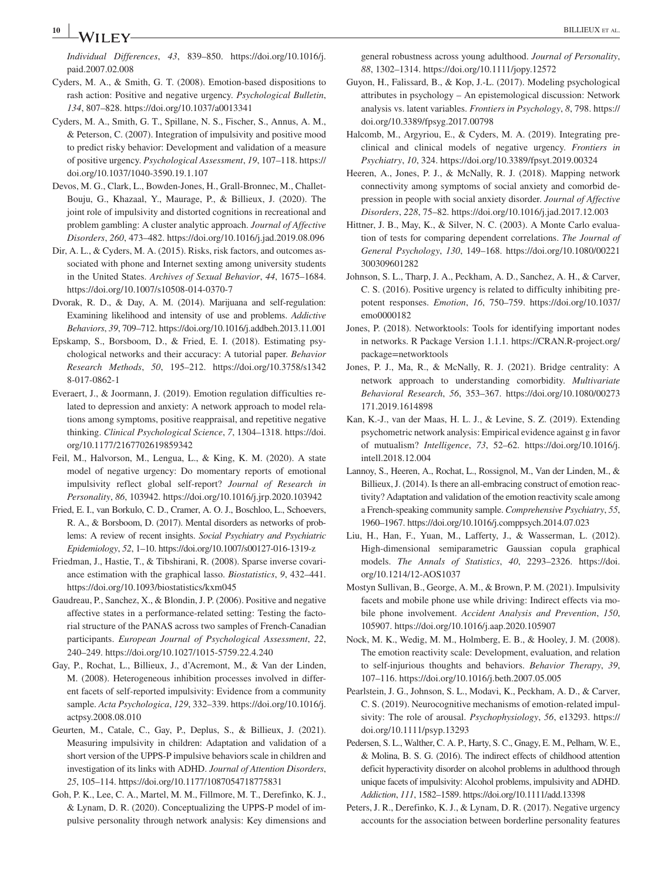*Individual Differences*, *43*, 839–850. https://doi.org/10.1016/j.paid.2007.02.008

Cyders, M. A., & Smith, G. T. (2008). Emotion-based dispositions to rash action: Positive and negative urgency. *Psychological Bulletin*, *134*, 807–828. https://doi.org/10.1037/a0013341

Cyders, M. A., Smith, G. T., Spillane, N. S., Fischer, S., Annus, A. M., & Peterson, C. (2007). Integration of impulsivity and positive mood to predict risky behavior: Development and validation of a measure of positive urgency. *Psychological Assessment*, *19*, 107–118. https://doi.org/10.1037/1040-3590.19.1.107

Devos, M. G., Clark, L., Bowden-Jones, H., Grall-Bronnec, M., Challet-Bouju, G., Khazaal, Y., Maurage, P., & Billieux, J. (2020). The joint role of impulsivity and distorted cognitions in recreational and problem gambling: A cluster analytic approach. *Journal of Affective Disorders*, *260*, 473–482. https://doi.org/10.1016/j.jad.2019.08.096

Dir, A. L., & Cyders, M. A. (2015). Risks, risk factors, and outcomes associated with phone and Internet sexting among university students in the United States. *Archives of Sexual Behavior*, *44*, 1675–1684. https://doi.org/10.1007/s10508-014-0370-7

Dvorak, R. D., & Day, A. M. (2014). Marijuana and self-regulation: Examining likelihood and intensity of use and problems. *Addictive Behaviors*, *39*, 709–712. https://doi.org/10.1016/j.addbeh.2013.11.001

Epskamp, S., Borsboom, D., & Fried, E. I. (2018). Estimating psychological networks and their accuracy: A tutorial paper. *Behavior Research Methods*, *50*, 195–212. https://doi.org/10.3758/s13428-017-0862-1

Everaert, J., & Joormann, J. (2019). Emotion regulation difficulties related to depression and anxiety: A network approach to model relations among symptoms, positive reappraisal, and repetitive negative thinking. *Clinical Psychological Science*, *7*, 1304–1318. https://doi.org/10.1177/2167702619859342

Feil, M., Halvorson, M., Lengua, L., & King, K. M. (2020). A state model of negative urgency: Do momentary reports of emotional impulsivity reflect global self-report? *Journal of Research in Personality*, *86*, 103942. https://doi.org/10.1016/j.jrp.2020.103942

Fried, E. I., van Borkulo, C. D., Cramer, A. O. J., Boschloo, L., Schoevers, R. A., & Borsboom, D. (2017). Mental disorders as networks of problems: A review of recent insights. *Social Psychiatry and Psychiatric Epidemiology*, *52*, 1–10. https://doi.org/10.1007/s00127-016-1319-z

Friedman, J., Hastie, T., & Tibshirani, R. (2008). Sparse inverse covariance estimation with the graphical lasso. *Biostatistics*, *9*, 432–441. https://doi.org/10.1093/biostatistics/kxm045

Gaudreau, P., Sanchez, X., & Blondin, J. P. (2006). Positive and negative affective states in a performance-related setting: Testing the factorial structure of the PANAS across two samples of French-Canadian participants. *European Journal of Psychological Assessment*, *22*, 240–249. https://doi.org/10.1027/1015-5759.22.4.240

Gay, P., Rochat, L., Billieux, J., d'Acremont, M., & Van der Linden, M. (2008). Heterogeneous inhibition processes involved in different facets of self-reported impulsivity: Evidence from a community sample. *Acta Psychologica*, *129*, 332–339. https://doi.org/10.1016/j.actpsy.2008.08.010

Geurten, M., Catale, C., Gay, P., Deplus, S., & Billieux, J. (2021). Measuring impulsivity in children: Adaptation and validation of a short version of the UPPS-P impulsive behaviors scale in children and investigation of its links with ADHD. *Journal of Attention Disorders*, *25*, 105–114. https://doi.org/10.1177/1087054718775831

Goh, P. K., Lee, C. A., Martel, M. M., Fillmore, M. T., Derefinko, K. J., & Lynam, D. R. (2020). Conceptualizing the UPPS-P model of impulsive personality through network analysis: Key dimensions and general robustness across young adulthood. *Journal of Personality*, *88*, 1302–1314. https://doi.org/10.1111/jopy.12572

Guyon, H., Falissard, B., & Kop, J.-L. (2017). Modeling psychological attributes in psychology – An epistemological discussion: Network analysis vs. latent variables. *Frontiers in Psychology*, *8*, 798. https://doi.org/10.3389/fpsyg.2017.00798

Halcomb, M., Argyriou, E., & Cyders, M. A. (2019). Integrating preclinical and clinical models of negative urgency. *Frontiers in Psychiatry*, *10*, 324. https://doi.org/10.3389/fpsyt.2019.00324

Heeren, A., Jones, P. J., & McNally, R. J. (2018). Mapping network connectivity among symptoms of social anxiety and comorbid depression in people with social anxiety disorder. *Journal of Affective Disorders*, *228*, 75–82. https://doi.org/10.1016/j.jad.2017.12.003

Hittner, J. B., May, K., & Silver, N. C. (2003). A Monte Carlo evaluation of tests for comparing dependent correlations. *The Journal of General Psychology*, *130*, 149–168. https://doi.org/10.1080/00221300309601282

Johnson, S. L., Tharp, J. A., Peckham, A. D., Sanchez, A. H., & Carver, C. S. (2016). Positive urgency is related to difficulty inhibiting prepotent responses. *Emotion*, *16*, 750–759. https://doi.org/10.1037/emo0000182

Jones, P. (2018). Networktools: Tools for identifying important nodes in networks. R Package Version 1.1.1. https://CRAN.R-project.org/package=networktools

Jones, P. J., Ma, R., & McNally, R. J. (2021). Bridge centrality: A network approach to understanding comorbidity. *Multivariate Behavioral Research*, *56*, 353–367. https://doi.org/10.1080/00273171.2019.1614898

Kan, K.-J., van der Maas, H. L. J., & Levine, S. Z. (2019). Extending psychometric network analysis: Empirical evidence against g in favor of mutualism? *Intelligence*, *73*, 52–62. https://doi.org/10.1016/j.intell.2018.12.004

Lannoy, S., Heeren, A., Rochat, L., Rossignol, M., Van der Linden, M., & Billieux, J. (2014). Is there an all-embracing construct of emotion reactivity? Adaptation and validation of the emotion reactivity scale among a French-speaking community sample. *Comprehensive Psychiatry*, *55*, 1960–1967. https://doi.org/10.1016/j.comppsych.2014.07.023

Liu, H., Han, F., Yuan, M., Lafferty, J., & Wasserman, L. (2012). High-dimensional semiparametric Gaussian copula graphical models. *The Annals of Statistics*, *40*, 2293–2326. https://doi.org/10.1214/12-AOS1037

Mostyn Sullivan, B., George, A. M., & Brown, P. M. (2021). Impulsivity facets and mobile phone use while driving: Indirect effects via mobile phone involvement. *Accident Analysis and Prevention*, *150*, 105907. https://doi.org/10.1016/j.aap.2020.105907

Nock, M. K., Wedig, M. M., Holmberg, E. B., & Hooley, J. M. (2008). The emotion reactivity scale: Development, evaluation, and relation to self-injurious thoughts and behaviors. *Behavior Therapy*, *39*, 107–116. https://doi.org/10.1016/j.beth.2007.05.005

Pearlstein, J. G., Johnson, S. L., Modavi, K., Peckham, A. D., & Carver, C. S. (2019). Neurocognitive mechanisms of emotion-related impulsivity: The role of arousal. *Psychophysiology*, *56*, e13293. https://doi.org/10.1111/psyp.13293

Pedersen, S. L., Walther, C. A. P., Harty, S. C., Gnagy, E. M., Pelham, W. E., & Molina, B. S. G. (2016). The indirect effects of childhood attention deficit hyperactivity disorder on alcohol problems in adulthood through unique facets of impulsivity: Alcohol problems, impulsivity and ADHD. *Addiction*, *111*, 1582–1589. https://doi.org/10.1111/add.13398

Peters, J. R., Derefinko, K. J., & Lynam, D. R. (2017). Negative urgency accounts for the association between borderline personality features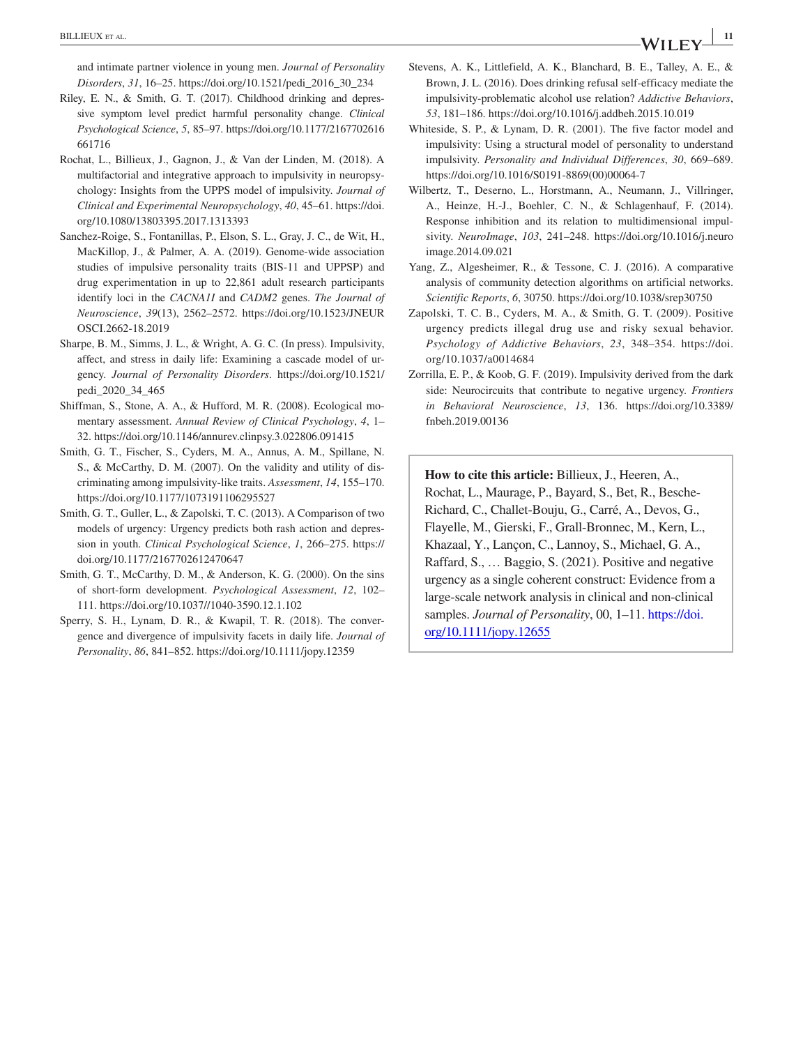and intimate partner violence in young men. *Journal of Personality Disorders*, *31*, 16–25. https://doi.org/10.1521/pedi_2016_30_234

Riley, E. N., & Smith, G. T. (2017). Childhood drinking and depressive symptom level predict harmful personality change. *Clinical Psychological Science*, *5*, 85–97. https://doi.org/10.1177/2167702616661716

Rochat, L., Billieux, J., Gagnon, J., & Van der Linden, M. (2018). A multifactorial and integrative approach to impulsivity in neuropsychology: Insights from the UPPS model of impulsivity. *Journal of Clinical and Experimental Neuropsychology*, *40*, 45–61. https://doi.org/10.1080/13803395.2017.1313393

Sanchez-Roige, S., Fontanillas, P., Elson, S. L., Gray, J. C., de Wit, H., MacKillop, J., & Palmer, A. A. (2019). Genome-wide association studies of impulsive personality traits (BIS-11 and UPPSP) and drug experimentation in up to 22,861 adult research participants identify loci in the *CACNA1I* and *CADM2* genes. *The Journal of Neuroscience*, *39*(13), 2562–2572. https://doi.org/10.1523/JNEUROSCI.2662-18.2019

Sharpe, B. M., Simms, J. L., & Wright, A. G. C. (In press). Impulsivity, affect, and stress in daily life: Examining a cascade model of urgency. *Journal of Personality Disorders*. https://doi.org/10.1521/pedi_2020_34_465

Shiffman, S., Stone, A. A., & Hufford, M. R. (2008). Ecological momentary assessment. *Annual Review of Clinical Psychology*, *4*, 1–32. https://doi.org/10.1146/annurev.clinpsy.3.022806.091415

Smith, G. T., Fischer, S., Cyders, M. A., Annus, A. M., Spillane, N. S., & McCarthy, D. M. (2007). On the validity and utility of discriminating among impulsivity-like traits. *Assessment*, *14*, 155–170. https://doi.org/10.1177/1073191106295527

Smith, G. T., Guller, L., & Zapolski, T. C. (2013). A Comparison of two models of urgency: Urgency predicts both rash action and depression in youth. *Clinical Psychological Science*, *1*, 266–275. https://doi.org/10.1177/2167702612470647

Smith, G. T., McCarthy, D. M., & Anderson, K. G. (2000). On the sins of short-form development. *Psychological Assessment*, *12*, 102–111. https://doi.org/10.1037//1040-3590.12.1.102

Sperry, S. H., Lynam, D. R., & Kwapil, T. R. (2018). The convergence and divergence of impulsivity facets in daily life. *Journal of Personality*, *86*, 841–852. https://doi.org/10.1111/jopy.12359

Stevens, A. K., Littlefield, A. K., Blanchard, B. E., Talley, A. E., & Brown, J. L. (2016). Does drinking refusal self-efficacy mediate the impulsivity-problematic alcohol use relation? *Addictive Behaviors*, *53*, 181–186. https://doi.org/10.1016/j.addbeh.2015.10.019

Whiteside, S. P., & Lynam, D. R. (2001). The five factor model and impulsivity: Using a structural model of personality to understand impulsivity. *Personality and Individual Differences*, *30*, 669–689. https://doi.org/10.1016/S0191-8869(00)00064-7

Wilbertz, T., Deserno, L., Horstmann, A., Neumann, J., Villringer, A., Heinze, H.-J., Boehler, C. N., & Schlagenhauf, F. (2014). Response inhibition and its relation to multidimensional impulsivity. *NeuroImage*, *103*, 241–248. https://doi.org/10.1016/j.neuroimage.2014.09.021

Yang, Z., Algesheimer, R., & Tessone, C. J. (2016). A comparative analysis of community detection algorithms on artificial networks. *Scientific Reports*, *6*, 30750. https://doi.org/10.1038/srep30750

Zapolski, T. C. B., Cyders, M. A., & Smith, G. T. (2009). Positive urgency predicts illegal drug use and risky sexual behavior. *Psychology of Addictive Behaviors*, *23*, 348–354. https://doi.org/10.1037/a0014684

Zorrilla, E. P., & Koob, G. F. (2019). Impulsivity derived from the dark side: Neurocircuits that contribute to negative urgency. *Frontiers in Behavioral Neuroscience*, *13*, 136. https://doi.org/10.3389/fnbeh.2019.00136

**How to cite this article:** Billieux, J., Heeren, A., Rochat, L., Maurage, P., Bayard, S., Bet, R., Besche-Richard, C., Challet-Bouju, G., Carré, A., Devos, G., Flayelle, M., Gierski, F., Grall-Bronnec, M., Kern, L., Khazaal, Y., Lançon, C., Lannoy, S., Michael, G. A., Raffard, S., … Baggio, S. (2021). Positive and negative urgency as a single coherent construct: Evidence from a large-scale network analysis in clinical and non-clinical samples. *Journal of Personality*, 00, 1–11. https://doi.org/10.1111/jopy.12655